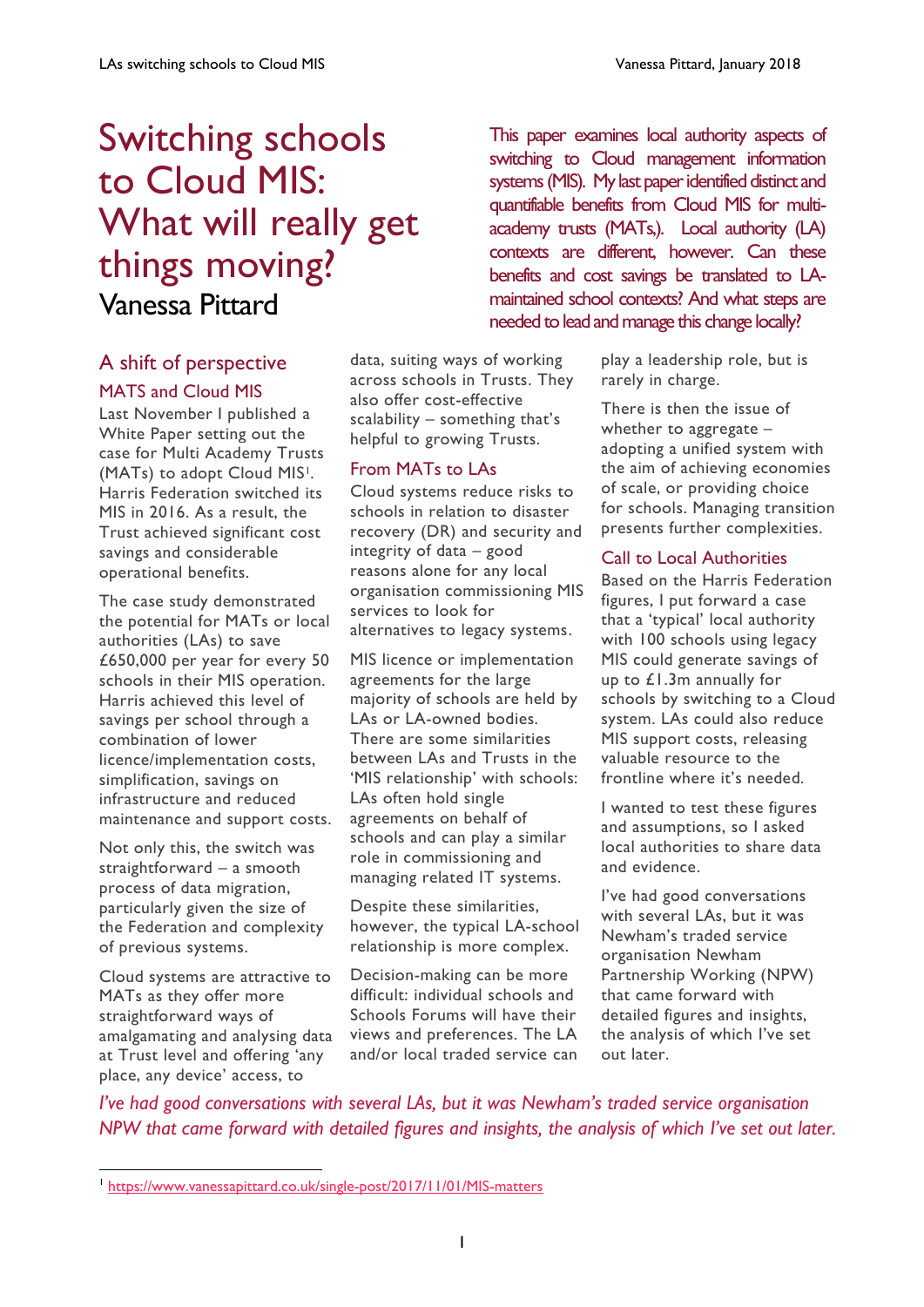# Switching schools to Cloud MIS: What will really get things moving?

Vanessa Pittard

*This paper examines local authority aspects of switching to Cloud management information systems (MIS). My last paper identified distinct and quantifiable benefits from Cloud MIS for multi-academy trusts (MATs,). Local authority (LA) contexts are different, however. Can these benefits and cost savings be translated to LA-maintained school contexts? And what steps are needed to lead and manage this change locally?*

## A shift of perspective

### MATS and Cloud MIS

Last November I published a White Paper setting out the case for Multi Academy Trusts (MATs) to adopt Cloud MIS[1]. Harris Federation switched its MIS in 2016. As a result, the Trust achieved significant cost savings and considerable operational benefits.

The case study demonstrated the potential for MATs or local authorities (LAs) to save £650,000 per year for every 50 schools in their MIS operation. Harris achieved this level of savings per school through a combination of lower licence/implementation costs, simplification, savings on infrastructure and reduced maintenance and support costs.

Not only this, the switch was straightforward – a smooth process of data migration, particularly given the size of the Federation and complexity of previous systems.

Cloud systems are attractive to MATs as they offer more straightforward ways of amalgamating and analysing data at Trust level and offering 'any place, any device' access, to data, suiting ways of working across schools in Trusts. They also offer cost-effective scalability – something that's helpful to growing Trusts.

### From MATs to LAs

Cloud systems reduce risks to schools in relation to disaster recovery (DR) and security and integrity of data – good reasons alone for any local organisation commissioning MIS services to look for alternatives to legacy systems.

MIS licence or implementation agreements for the large majority of schools are held by LAs or LA-owned bodies. There are some similarities between LAs and Trusts in the 'MIS relationship' with schools: LAs often hold single agreements on behalf of schools and can play a similar role in commissioning and managing related IT systems.

Despite these similarities, however, the typical LA-school relationship is more complex.

Decision-making can be more difficult: individual schools and Schools Forums will have their views and preferences. The LA and/or local traded service can play a leadership role, but is rarely in charge.

There is then the issue of whether to aggregate – adopting a unified system with the aim of achieving economies of scale, or providing choice for schools. Managing transition presents further complexities.

### Call to Local Authorities

Based on the Harris Federation figures, I put forward a case that a 'typical' local authority with 100 schools using legacy MIS could generate savings of up to £1.3m annually for schools by switching to a Cloud system. LAs could also reduce MIS support costs, releasing valuable resource to the frontline where it's needed.

I wanted to test these figures and assumptions, so I asked local authorities to share data and evidence.

I've had good conversations with several LAs, but it was Newham's traded service organisation Newham Partnership Working (NPW) that came forward with detailed figures and insights, the analysis of which I've set out later.

*I've had good conversations with several LAs, but it was Newham's traded service organisation NPW that came forward with detailed figures and insights, the analysis of which I've set out later.*

[1] https://www.vanessapittard.co.uk/single-post/2017/11/01/MIS-matters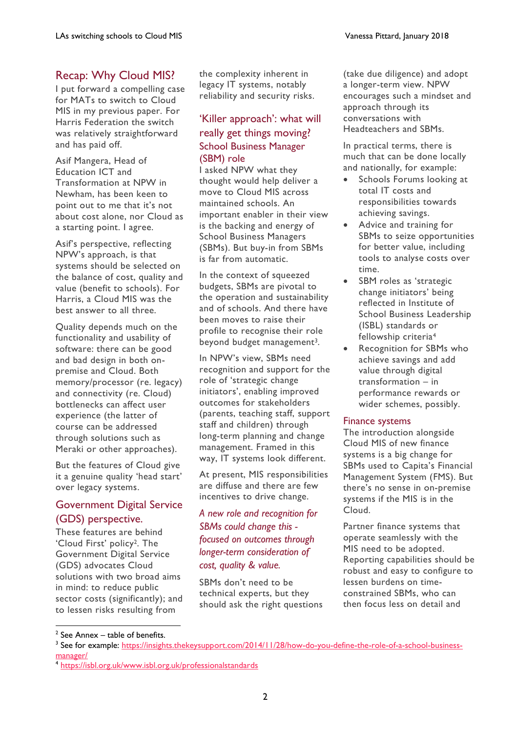## Recap: Why Cloud MIS?

I put forward a compelling case for MATs to switch to Cloud MIS in my previous paper. For Harris Federation the switch was relatively straightforward and has paid off.

Asif Mangera, Head of Education ICT and Transformation at NPW in Newham, has been keen to point out to me that it's not about cost alone, nor Cloud as a starting point. I agree.

Asif's perspective, reflecting NPW's approach, is that systems should be selected on the balance of cost, quality and value (benefit to schools). For Harris, a Cloud MIS was the best answer to all three.

Quality depends much on the functionality and usability of software: there can be good and bad design in both on-premise and Cloud. Both memory/processor (re. legacy) and connectivity (re. Cloud) bottlenecks can affect user experience (the latter of course can be addressed through solutions such as Meraki or other approaches).

But the features of Cloud give it a genuine quality 'head start' over legacy systems.

## Government Digital Service (GDS) perspective.

These features are behind 'Cloud First' policy[2]. The Government Digital Service (GDS) advocates Cloud solutions with two broad aims in mind: to reduce public sector costs (significantly); and to lessen risks resulting from the complexity inherent in legacy IT systems, notably reliability and security risks.

## 'Killer approach': what will really get things moving?

### School Business Manager (SBM) role

I asked NPW what they thought would help deliver a move to Cloud MIS across maintained schools. An important enabler in their view is the backing and energy of School Business Managers (SBMs). But buy-in from SBMs is far from automatic.

In the context of squeezed budgets, SBMs are pivotal to the operation and sustainability and of schools. And there have been moves to raise their profile to recognise their role beyond budget management[3].

In NPW's view, SBMs need recognition and support for the role of 'strategic change initiators', enabling improved outcomes for stakeholders (parents, teaching staff, support staff and children) through long-term planning and change management. Framed in this way, IT systems look different.

At present, MIS responsibilities are diffuse and there are few incentives to drive change.

*A new role and recognition for SBMs could change this - focused on outcomes through longer-term consideration of cost, quality & value.*

SBMs don't need to be technical experts, but they should ask the right questions (take due diligence) and adopt a longer-term view. NPW encourages such a mindset and approach through its conversations with Headteachers and SBMs.

In practical terms, there is much that can be done locally and nationally, for example:

- Schools Forums looking at total IT costs and responsibilities towards achieving savings.
- Advice and training for SBMs to seize opportunities for better value, including tools to analyse costs over time.
- SBM roles as 'strategic change initiators' being reflected in Institute of School Business Leadership (ISBL) standards or fellowship criteria[4]
- Recognition for SBMs who achieve savings and add value through digital transformation – in performance rewards or wider schemes, possibly.

### Finance systems

The introduction alongside Cloud MIS of new finance systems is a big change for SBMs used to Capita's Financial Management System (FMS). But there's no sense in on-premise systems if the MIS is in the Cloud.

Partner finance systems that operate seamlessly with the MIS need to be adopted. Reporting capabilities should be robust and easy to configure to lessen burdens on time-constrained SBMs, who can then focus less on detail and

---

[2] See Annex – table of benefits.

[3] See for example: https://insights.thekeysupport.com/2014/11/28/how-do-you-define-the-role-of-a-school-business-manager/

[4] https://isbl.org.uk/www.isbl.org.uk/professionalstandards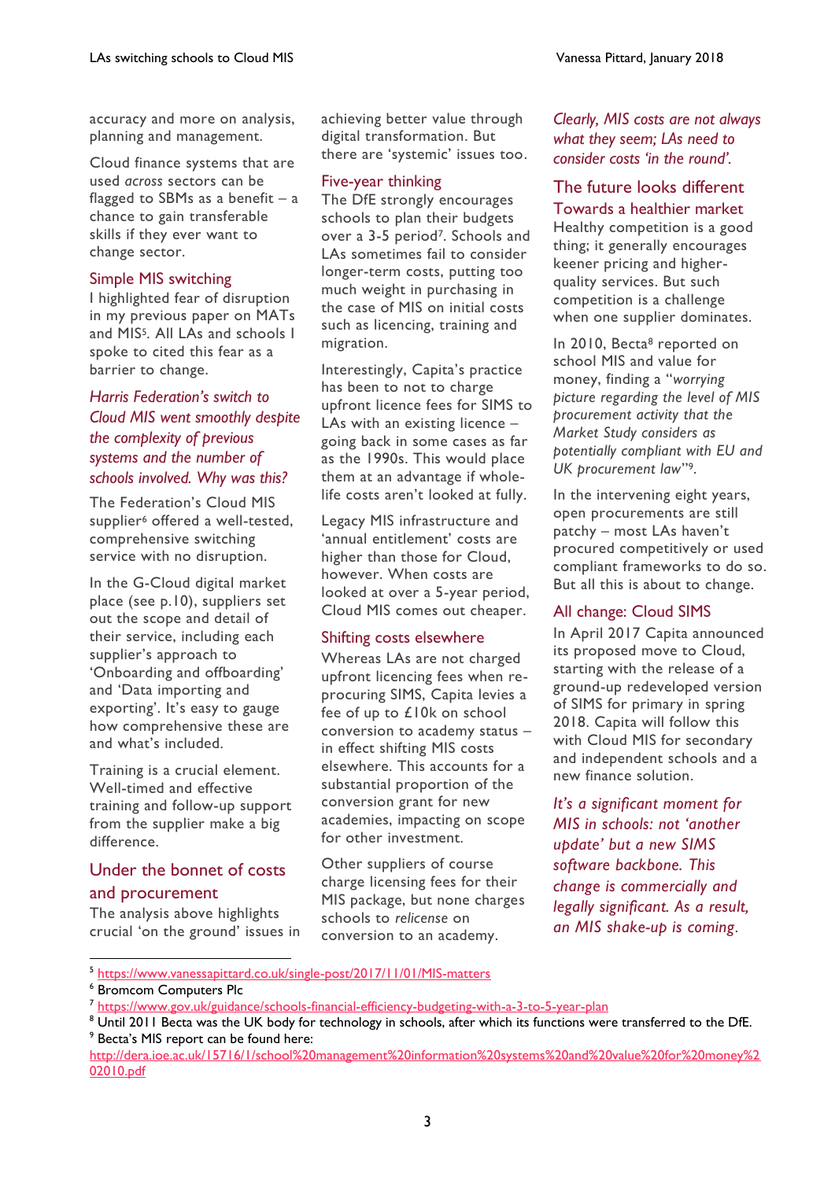accuracy and more on analysis, planning and management.

Cloud finance systems that are used *across* sectors can be flagged to SBMs as a benefit – a chance to gain transferable skills if they ever want to change sector.

### Simple MIS switching

I highlighted fear of disruption in my previous paper on MATs and MIS[5]. All LAs and schools I spoke to cited this fear as a barrier to change.

*Harris Federation's switch to Cloud MIS went smoothly despite the complexity of previous systems and the number of schools involved. Why was this?*

The Federation's Cloud MIS supplier[6] offered a well-tested, comprehensive switching service with no disruption.

In the G-Cloud digital market place (see p.10), suppliers set out the scope and detail of their service, including each supplier's approach to 'Onboarding and offboarding' and 'Data importing and exporting'. It's easy to gauge how comprehensive these are and what's included.

Training is a crucial element. Well-timed and effective training and follow-up support from the supplier make a big difference.

## Under the bonnet of costs and procurement

The analysis above highlights crucial 'on the ground' issues in achieving better value through digital transformation. But there are 'systemic' issues too.

### Five-year thinking

The DfE strongly encourages schools to plan their budgets over a 3-5 period[7]. Schools and LAs sometimes fail to consider longer-term costs, putting too much weight in purchasing in the case of MIS on initial costs such as licencing, training and migration.

Interestingly, Capita's practice has been to not to charge upfront licence fees for SIMS to LAs with an existing licence – going back in some cases as far as the 1990s. This would place them at an advantage if whole-life costs aren't looked at fully.

Legacy MIS infrastructure and 'annual entitlement' costs are higher than those for Cloud, however. When costs are looked at over a 5-year period, Cloud MIS comes out cheaper.

### Shifting costs elsewhere

Whereas LAs are not charged upfront licencing fees when re-procuring SIMS, Capita levies a fee of up to £10k on school conversion to academy status – in effect shifting MIS costs elsewhere. This accounts for a substantial proportion of the conversion grant for new academies, impacting on scope for other investment.

Other suppliers of course charge licensing fees for their MIS package, but none charges schools to *relicense* on conversion to an academy.

*Clearly, MIS costs are not always what they seem; LAs need to consider costs 'in the round'.*

## The future looks different

### Towards a healthier market

Healthy competition is a good thing; it generally encourages keener pricing and higher-quality services. But such competition is a challenge when one supplier dominates.

In 2010, Becta[8] reported on school MIS and value for money, finding a "*worrying picture regarding the level of MIS procurement activity that the Market Study considers as potentially compliant with EU and UK procurement law*"[9].

In the intervening eight years, open procurements are still patchy – most LAs haven't procured competitively or used compliant frameworks to do so. But all this is about to change.

### All change: Cloud SIMS

In April 2017 Capita announced its proposed move to Cloud, starting with the release of a ground-up redeveloped version of SIMS for primary in spring 2018. Capita will follow this with Cloud MIS for secondary and independent schools and a new finance solution.

*It's a significant moment for MIS in schools: not 'another update' but a new SIMS software backbone. This change is commercially and legally significant. As a result, an MIS shake-up is coming.*

---

[5] https://www.vanessapittard.co.uk/single-post/2017/11/01/MIS-matters

[6] Bromcom Computers Plc

[7] https://www.gov.uk/guidance/schools-financial-efficiency-budgeting-with-a-3-to-5-year-plan

[8] Until 2011 Becta was the UK body for technology in schools, after which its functions were transferred to the DfE.

[9] Becta's MIS report can be found here: http://dera.ioe.ac.uk/15716/1/school%20management%20information%20systems%20and%20value%20for%20money%202010.pdf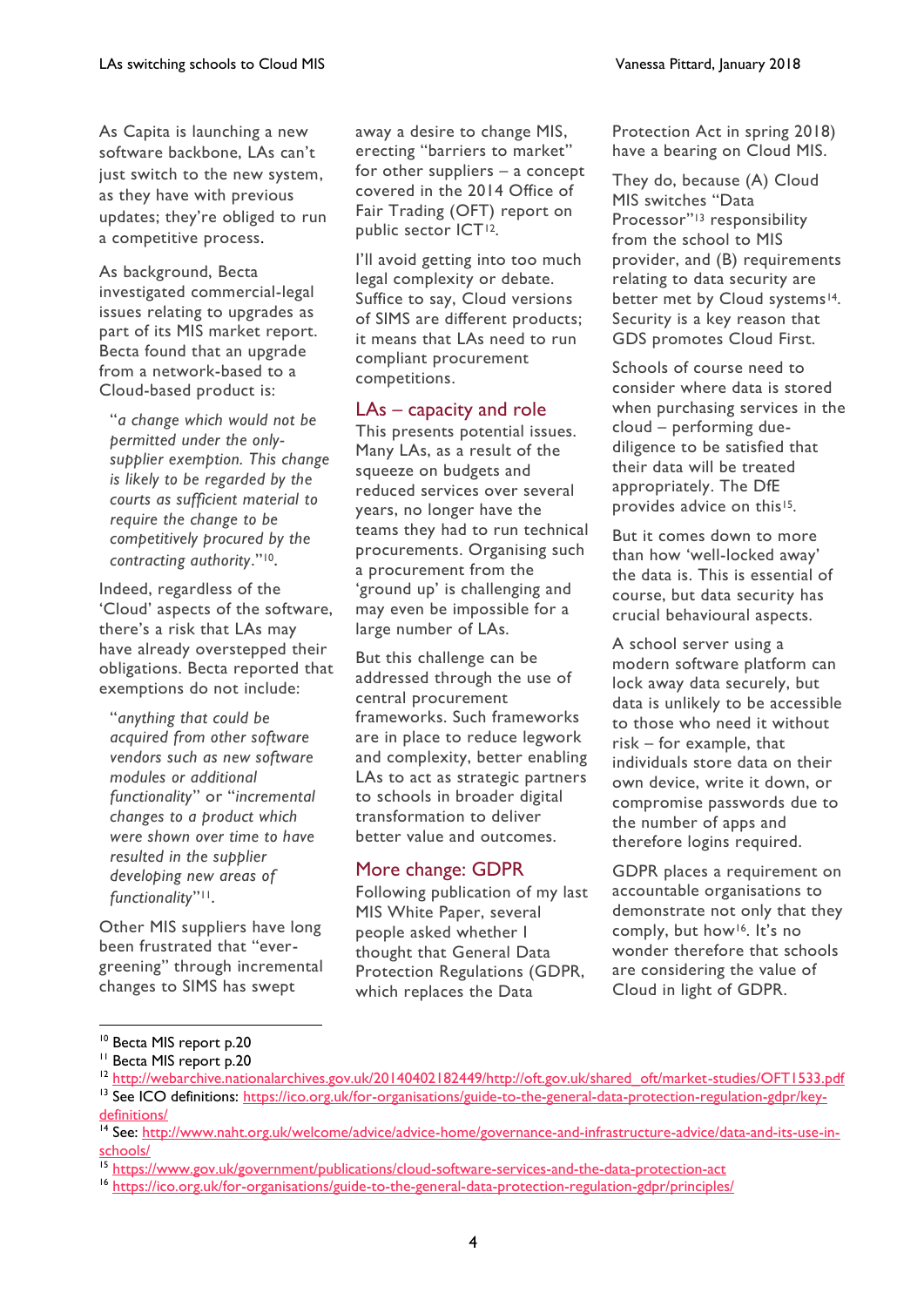As Capita is launching a new software backbone, LAs can't just switch to the new system, as they have with previous updates; they're obliged to run a competitive process.

As background, Becta investigated commercial-legal issues relating to upgrades as part of its MIS market report. Becta found that an upgrade from a network-based to a Cloud-based product is:

> "*a change which would not be permitted under the only-supplier exemption. This change is likely to be regarded by the courts as sufficient material to require the change to be competitively procured by the contracting authority*."[10].

Indeed, regardless of the 'Cloud' aspects of the software, there's a risk that LAs may have already overstepped their obligations. Becta reported that exemptions do not include:

> "*anything that could be acquired from other software vendors such as new software modules or additional functionality*" or "*incremental changes to a product which were shown over time to have resulted in the supplier developing new areas of functionality*"[11].

Other MIS suppliers have long been frustrated that "ever-greening" through incremental changes to SIMS has swept away a desire to change MIS, erecting "barriers to market" for other suppliers – a concept covered in the 2014 Office of Fair Trading (OFT) report on public sector ICT[12].

I'll avoid getting into too much legal complexity or debate. Suffice to say, Cloud versions of SIMS are different products; it means that LAs need to run compliant procurement competitions.

## LAs – capacity and role

This presents potential issues. Many LAs, as a result of the squeeze on budgets and reduced services over several years, no longer have the teams they had to run technical procurements. Organising such a procurement from the 'ground up' is challenging and may even be impossible for a large number of LAs.

But this challenge can be addressed through the use of central procurement frameworks. Such frameworks are in place to reduce legwork and complexity, better enabling LAs to act as strategic partners to schools in broader digital transformation to deliver better value and outcomes.

## More change: GDPR

Following publication of my last MIS White Paper, several people asked whether I thought that General Data Protection Regulations (GDPR, which replaces the Data Protection Act in spring 2018) have a bearing on Cloud MIS.

They do, because (A) Cloud MIS switches "Data Processor"[13] responsibility from the school to MIS provider, and (B) requirements relating to data security are better met by Cloud systems[14]. Security is a key reason that GDS promotes Cloud First.

Schools of course need to consider where data is stored when purchasing services in the cloud – performing due-diligence to be satisfied that their data will be treated appropriately. The DfE provides advice on this[15].

But it comes down to more than how 'well-locked away' the data is. This is essential of course, but data security has crucial behavioural aspects.

A school server using a modern software platform can lock away data securely, but data is unlikely to be accessible to those who need it without risk – for example, that individuals store data on their own device, write it down, or compromise passwords due to the number of apps and therefore logins required.

GDPR places a requirement on accountable organisations to demonstrate not only that they comply, but how[16]. It's no wonder therefore that schools are considering the value of Cloud in light of GDPR.

---

[10] Becta MIS report p.20

[11] Becta MIS report p.20

[12] http://webarchive.nationalarchives.gov.uk/20140402182449/http://oft.gov.uk/shared_oft/market-studies/OFT1533.pdf

[13] See ICO definitions: https://ico.org.uk/for-organisations/guide-to-the-general-data-protection-regulation-gdpr/key-definitions/

[14] See: http://www.naht.org.uk/welcome/advice/advice-home/governance-and-infrastructure-advice/data-and-its-use-in-schools/

[15] https://www.gov.uk/government/publications/cloud-software-services-and-the-data-protection-act

[16] https://ico.org.uk/for-organisations/guide-to-the-general-data-protection-regulation-gdpr/principles/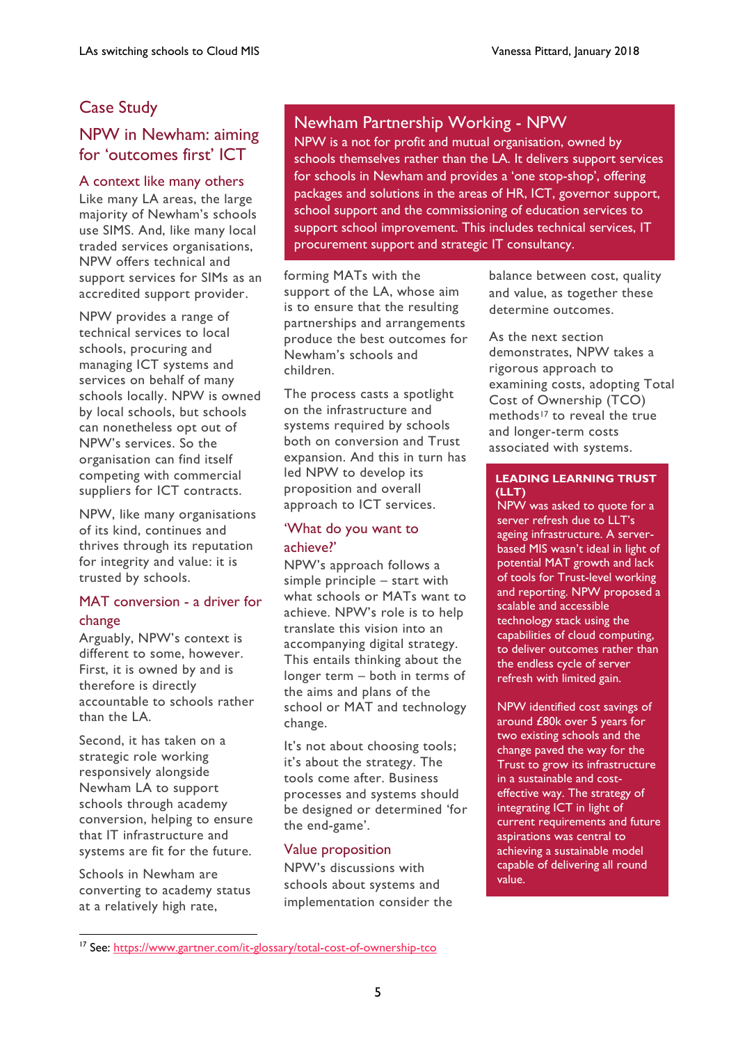# Case Study

## NPW in Newham: aiming for 'outcomes first' ICT

### A context like many others

Like many LA areas, the large majority of Newham's schools use SIMS. And, like many local traded services organisations, NPW offers technical and support services for SIMs as an accredited support provider.

NPW provides a range of technical services to local schools, procuring and managing ICT systems and services on behalf of many schools locally. NPW is owned by local schools, but schools can nonetheless opt out of NPW's services. So the organisation can find itself competing with commercial suppliers for ICT contracts.

NPW, like many organisations of its kind, continues and thrives through its reputation for integrity and value: it is trusted by schools.

### MAT conversion - a driver for change

Arguably, NPW's context is different to some, however. First, it is owned by and is therefore is directly accountable to schools rather than the LA.

Second, it has taken on a strategic role working responsively alongside Newham LA to support schools through academy conversion, helping to ensure that IT infrastructure and systems are fit for the future.

Schools in Newham are converting to academy status at a relatively high rate, forming MATs with the support of the LA, whose aim is to ensure that the resulting partnerships and arrangements produce the best outcomes for Newham's schools and children.

The process casts a spotlight on the infrastructure and systems required by schools both on conversion and Trust expansion. And this in turn has led NPW to develop its proposition and overall approach to ICT services.

> **Newham Partnership Working - NPW**
>
> NPW is a not for profit and mutual organisation, owned by schools themselves rather than the LA. It delivers support services for schools in Newham and provides a 'one stop-shop', offering packages and solutions in the areas of HR, ICT, governor support, school support and the commissioning of education services to support school improvement. This includes technical services, IT procurement support and strategic IT consultancy.

### 'What do you want to achieve?'

NPW's approach follows a simple principle – start with what schools or MATs want to achieve. NPW's role is to help translate this vision into an accompanying digital strategy. This entails thinking about the longer term – both in terms of the aims and plans of the school or MAT and technology change.

It's not about choosing tools; it's about the strategy. The tools come after. Business processes and systems should be designed or determined 'for the end-game'.

### Value proposition

NPW's discussions with schools about systems and implementation consider the balance between cost, quality and value, as together these determine outcomes.

As the next section demonstrates, NPW takes a rigorous approach to examining costs, adopting Total Cost of Ownership (TCO) methods[17] to reveal the true and longer-term costs associated with systems.

> **LEADING LEARNING TRUST (LLT)**
>
> NPW was asked to quote for a server refresh due to LLT's ageing infrastructure. A server-based MIS wasn't ideal in light of potential MAT growth and lack of tools for Trust-level working and reporting. NPW proposed a scalable and accessible technology stack using the capabilities of cloud computing, to deliver outcomes rather than the endless cycle of server refresh with limited gain.
>
> NPW identified cost savings of around £80k over 5 years for two existing schools and the change paved the way for the Trust to grow its infrastructure in a sustainable and cost-effective way. The strategy of integrating ICT in light of current requirements and future aspirations was central to achieving a sustainable model capable of delivering all round value.

---

[17] See: https://www.gartner.com/it-glossary/total-cost-of-ownership-tco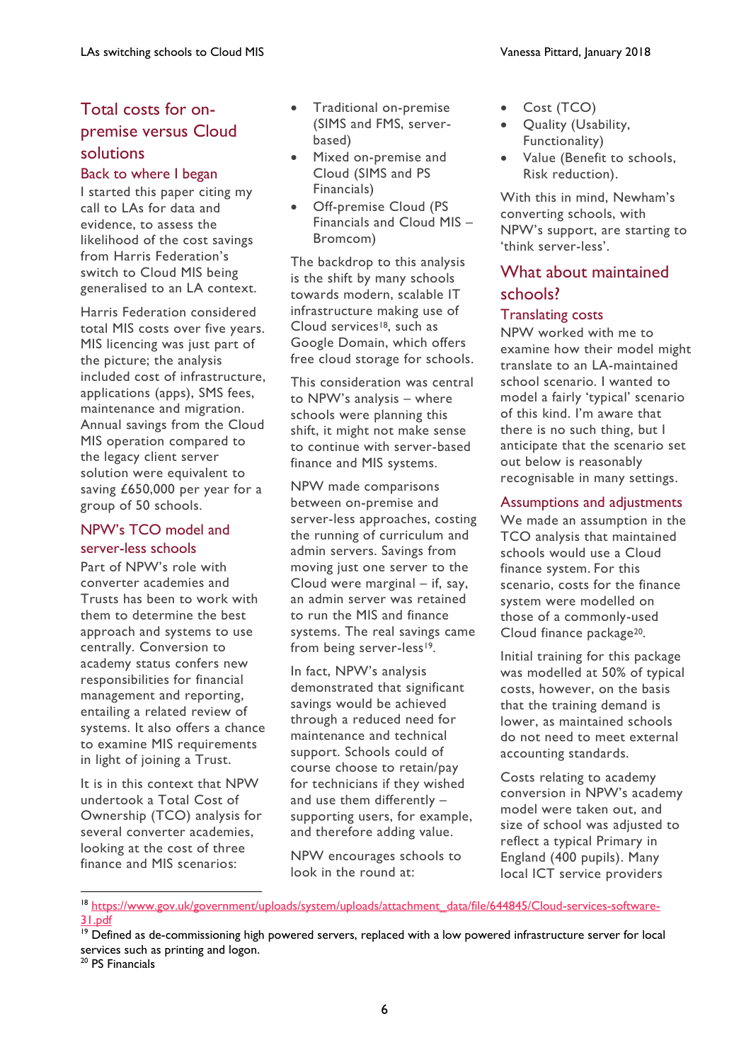## Total costs for on-premise versus Cloud solutions

### Back to where I began

I started this paper citing my call to LAs for data and evidence, to assess the likelihood of the cost savings from Harris Federation's switch to Cloud MIS being generalised to an LA context.

Harris Federation considered total MIS costs over five years. MIS licencing was just part of the picture; the analysis included cost of infrastructure, applications (apps), SMS fees, maintenance and migration. Annual savings from the Cloud MIS operation compared to the legacy client server solution were equivalent to saving £650,000 per year for a group of 50 schools.

### NPW's TCO model and server-less schools

Part of NPW's role with converter academies and Trusts has been to work with them to determine the best approach and systems to use centrally. Conversion to academy status confers new responsibilities for financial management and reporting, entailing a related review of systems. It also offers a chance to examine MIS requirements in light of joining a Trust.

It is in this context that NPW undertook a Total Cost of Ownership (TCO) analysis for several converter academies, looking at the cost of three finance and MIS scenarios:

- Traditional on-premise (SIMS and FMS, server-based)
- Mixed on-premise and Cloud (SIMS and PS Financials)
- Off-premise Cloud (PS Financials and Cloud MIS – Bromcom)

The backdrop to this analysis is the shift by many schools towards modern, scalable IT infrastructure making use of Cloud services[18], such as Google Domain, which offers free cloud storage for schools.

This consideration was central to NPW's analysis – where schools were planning this shift, it might not make sense to continue with server-based finance and MIS systems.

NPW made comparisons between on-premise and server-less approaches, costing the running of curriculum and admin servers. Savings from moving just one server to the Cloud were marginal – if, say, an admin server was retained to run the MIS and finance systems. The real savings came from being server-less[19].

In fact, NPW's analysis demonstrated that significant savings would be achieved through a reduced need for maintenance and technical support. Schools could of course choose to retain/pay for technicians if they wished and use them differently – supporting users, for example, and therefore adding value.

NPW encourages schools to look in the round at:

- Cost (TCO)
- Quality (Usability, Functionality)
- Value (Benefit to schools, Risk reduction).

With this in mind, Newham's converting schools, with NPW's support, are starting to 'think server-less'.

## What about maintained schools?

### Translating costs

NPW worked with me to examine how their model might translate to an LA-maintained school scenario. I wanted to model a fairly 'typical' scenario of this kind. I'm aware that there is no such thing, but I anticipate that the scenario set out below is reasonably recognisable in many settings.

### Assumptions and adjustments

We made an assumption in the TCO analysis that maintained schools would use a Cloud finance system. For this scenario, costs for the finance system were modelled on those of a commonly-used Cloud finance package[20].

Initial training for this package was modelled at 50% of typical costs, however, on the basis that the training demand is lower, as maintained schools do not need to meet external accounting standards.

Costs relating to academy conversion in NPW's academy model were taken out, and size of school was adjusted to reflect a typical Primary in England (400 pupils). Many local ICT service providers

---

[18] https://www.gov.uk/government/uploads/system/uploads/attachment_data/file/644845/Cloud-services-software-31.pdf

[19] Defined as de-commissioning high powered servers, replaced with a low powered infrastructure server for local services such as printing and logon.

[20] PS Financials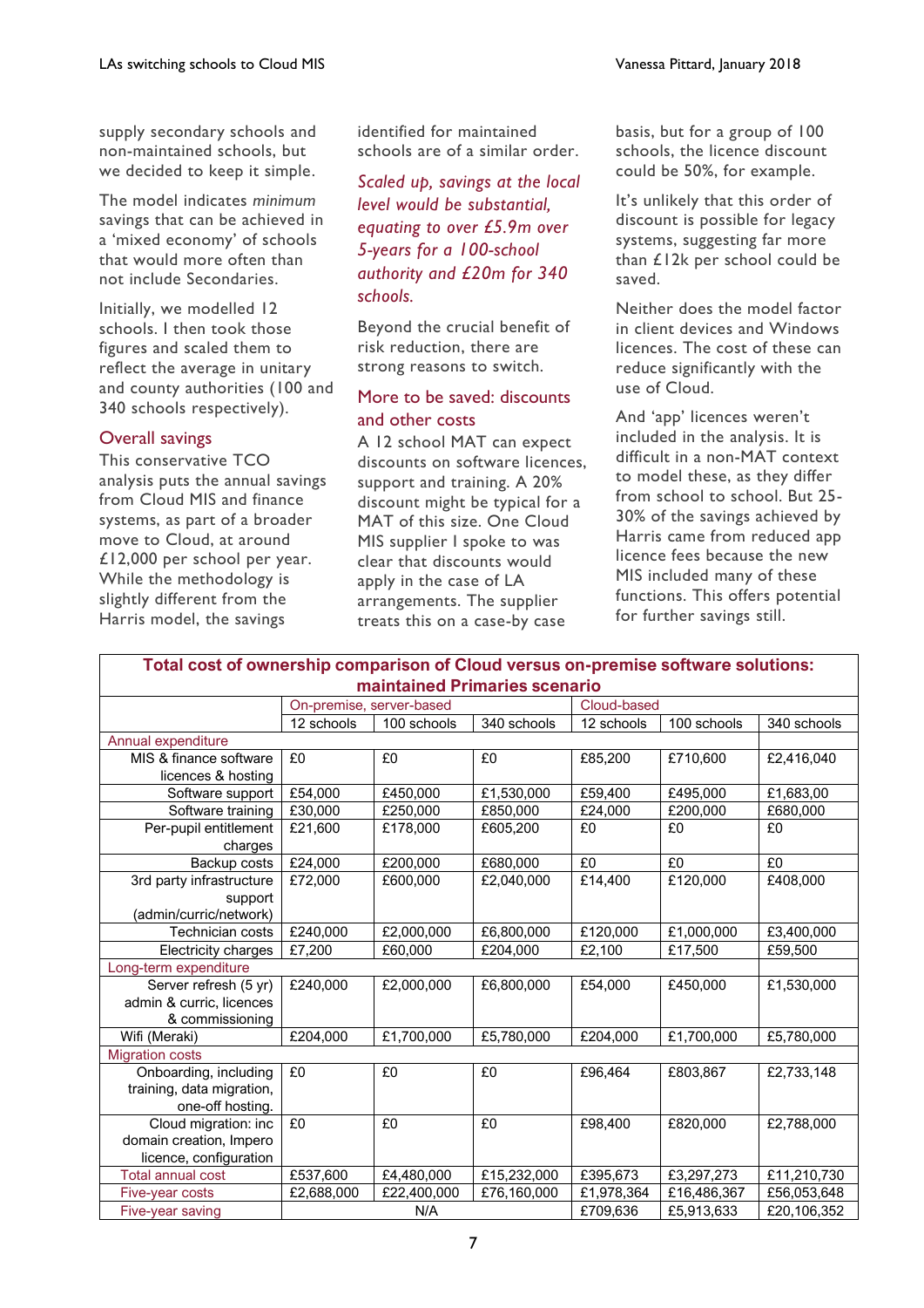supply secondary schools and non-maintained schools, but we decided to keep it simple.

The model indicates *minimum* savings that can be achieved in a 'mixed economy' of schools that would more often than not include Secondaries.

Initially, we modelled 12 schools. I then took those figures and scaled them to reflect the average in unitary and county authorities (100 and 340 schools respectively).

## Overall savings

This conservative TCO analysis puts the annual savings from Cloud MIS and finance systems, as part of a broader move to Cloud, at around £12,000 per school per year. While the methodology is slightly different from the Harris model, the savings identified for maintained schools are of a similar order.

*Scaled up, savings at the local level would be substantial, equating to over £5.9m over 5-years for a 100-school authority and £20m for 340 schools.*

Beyond the crucial benefit of risk reduction, there are strong reasons to switch.

## More to be saved: discounts and other costs

A 12 school MAT can expect discounts on software licences, support and training. A 20% discount might be typical for a MAT of this size. One Cloud MIS supplier I spoke to was clear that discounts would apply in the case of LA arrangements. The supplier treats this on a case-by case basis, but for a group of 100 schools, the licence discount could be 50%, for example.

It's unlikely that this order of discount is possible for legacy systems, suggesting far more than £12k per school could be saved.

Neither does the model factor in client devices and Windows licences. The cost of these can reduce significantly with the use of Cloud.

And 'app' licences weren't included in the analysis. It is difficult in a non-MAT context to model these, as they differ from school to school. But 25-30% of the savings achieved by Harris came from reduced app licence fees because the new MIS included many of these functions. This offers potential for further savings still.

**Total cost of ownership comparison of Cloud versus on-premise software solutions: maintained Primaries scenario**

| | On-premise, server-based | | | Cloud-based | | |
|---|---|---|---|---|---|---|
| | 12 schools | 100 schools | 340 schools | 12 schools | 100 schools | 340 schools |
| Annual expenditure | | | | | | |
| MIS & finance software licences & hosting | £0 | £0 | £0 | £85,200 | £710,600 | £2,416,040 |
| Software support | £54,000 | £450,000 | £1,530,000 | £59,400 | £495,000 | £1,683,00 |
| Software training | £30,000 | £250,000 | £850,000 | £24,000 | £200,000 | £680,000 |
| Per-pupil entitlement charges | £21,600 | £178,000 | £605,200 | £0 | £0 | £0 |
| Backup costs | £24,000 | £200,000 | £680,000 | £0 | £0 | £0 |
| 3rd party infrastructure support (admin/curric/network) | £72,000 | £600,000 | £2,040,000 | £14,400 | £120,000 | £408,000 |
| Technician costs | £240,000 | £2,000,000 | £6,800,000 | £120,000 | £1,000,000 | £3,400,000 |
| Electricity charges | £7,200 | £60,000 | £204,000 | £2,100 | £17,500 | £59,500 |
| Long-term expenditure | | | | | | |
| Server refresh (5 yr) admin & curric, licences & commissioning | £240,000 | £2,000,000 | £6,800,000 | £54,000 | £450,000 | £1,530,000 |
| Wifi (Meraki) | £204,000 | £1,700,000 | £5,780,000 | £204,000 | £1,700,000 | £5,780,000 |
| Migration costs | | | | | | |
| Onboarding, including training, data migration, one-off hosting. | £0 | £0 | £0 | £96,464 | £803,867 | £2,733,148 |
| Cloud migration: inc domain creation, Impero licence, configuration | £0 | £0 | £0 | £98,400 | £820,000 | £2,788,000 |
| Total annual cost | £537,600 | £4,480,000 | £15,232,000 | £395,673 | £3,297,273 | £11,210,730 |
| Five-year costs | £2,688,000 | £22,400,000 | £76,160,000 | £1,978,364 | £16,486,367 | £56,053,648 |
| Five-year saving | | N/A | | £709,636 | £5,913,633 | £20,106,352 |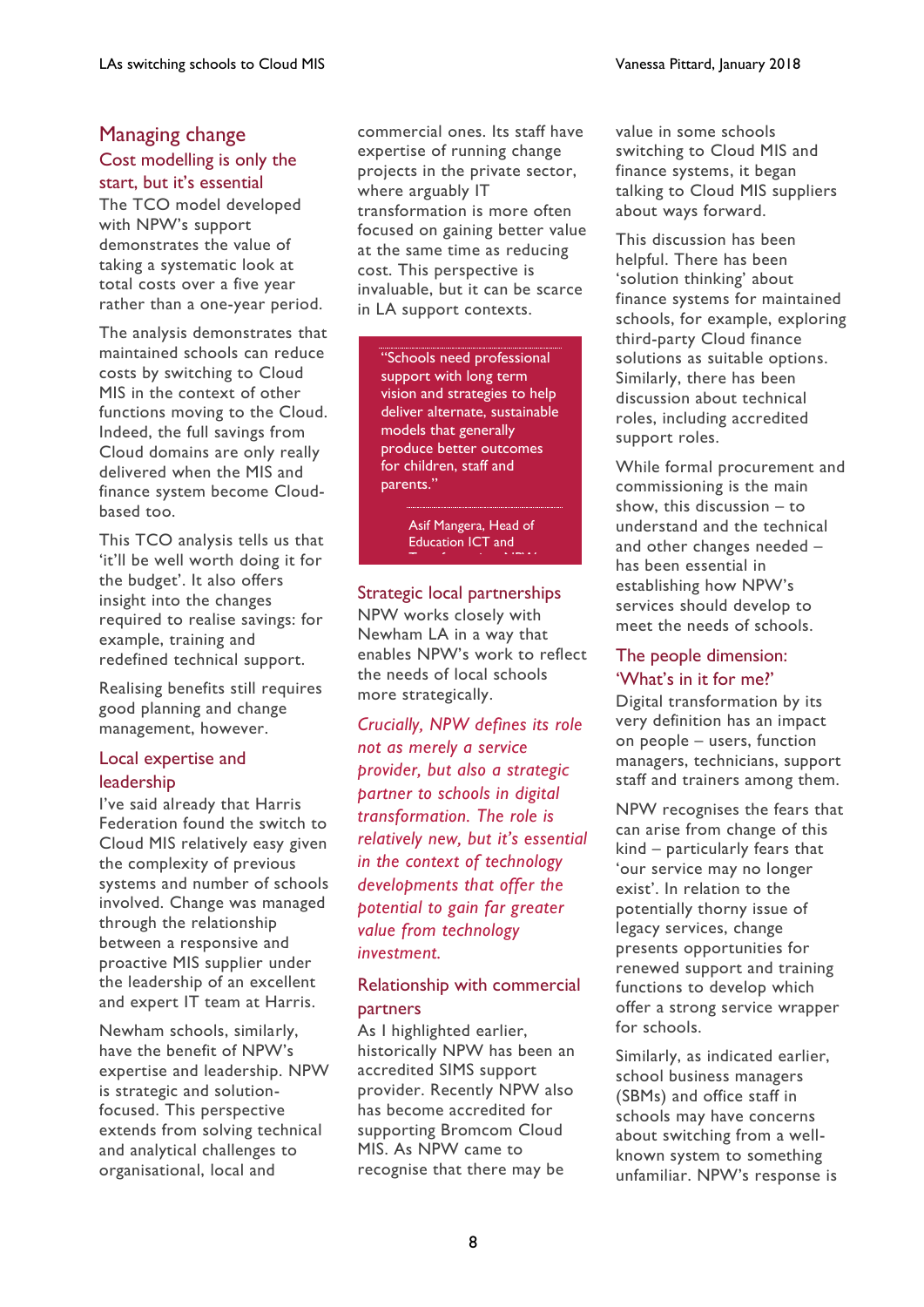## Managing change

### Cost modelling is only the start, but it's essential

The TCO model developed with NPW's support demonstrates the value of taking a systematic look at total costs over a five year rather than a one-year period.

The analysis demonstrates that maintained schools can reduce costs by switching to Cloud MIS in the context of other functions moving to the Cloud. Indeed, the full savings from Cloud domains are only really delivered when the MIS and finance system become Cloud-based too.

This TCO analysis tells us that 'it'll be well worth doing it for the budget'. It also offers insight into the changes required to realise savings: for example, training and redefined technical support.

Realising benefits still requires good planning and change management, however.

### Local expertise and leadership

I've said already that Harris Federation found the switch to Cloud MIS relatively easy given the complexity of previous systems and number of schools involved. Change was managed through the relationship between a responsive and proactive MIS supplier under the leadership of an excellent and expert IT team at Harris.

Newham schools, similarly, have the benefit of NPW's expertise and leadership. NPW is strategic and solution-focused. This perspective extends from solving technical and analytical challenges to organisational, local and commercial ones. Its staff have expertise of running change projects in the private sector, where arguably IT transformation is more often focused on gaining better value at the same time as reducing cost. This perspective is invaluable, but it can be scarce in LA support contexts.

> "Schools need professional support with long term vision and strategies to help deliver alternate, sustainable models that generally produce better outcomes for children, staff and parents."
>
> Asif Mangera, Head of Education ICT and Transformation, NPW

### Strategic local partnerships

NPW works closely with Newham LA in a way that enables NPW's work to reflect the needs of local schools more strategically.

*Crucially, NPW defines its role not as merely a service provider, but also a strategic partner to schools in digital transformation. The role is relatively new, but it's essential in the context of technology developments that offer the potential to gain far greater value from technology investment.*

### Relationship with commercial partners

As I highlighted earlier, historically NPW has been an accredited SIMS support provider. Recently NPW also has become accredited for supporting Bromcom Cloud MIS. As NPW came to recognise that there may be value in some schools switching to Cloud MIS and finance systems, it began talking to Cloud MIS suppliers about ways forward.

This discussion has been helpful. There has been 'solution thinking' about finance systems for maintained schools, for example, exploring third-party Cloud finance solutions as suitable options. Similarly, there has been discussion about technical roles, including accredited support roles.

While formal procurement and commissioning is the main show, this discussion – to understand and the technical and other changes needed – has been essential in establishing how NPW's services should develop to meet the needs of schools.

### The people dimension: 'What's in it for me?'

Digital transformation by its very definition has an impact on people – users, function managers, technicians, support staff and trainers among them.

NPW recognises the fears that can arise from change of this kind – particularly fears that 'our service may no longer exist'. In relation to the potentially thorny issue of legacy services, change presents opportunities for renewed support and training functions to develop which offer a strong service wrapper for schools.

Similarly, as indicated earlier, school business managers (SBMs) and office staff in schools may have concerns about switching from a well-known system to something unfamiliar. NPW's response is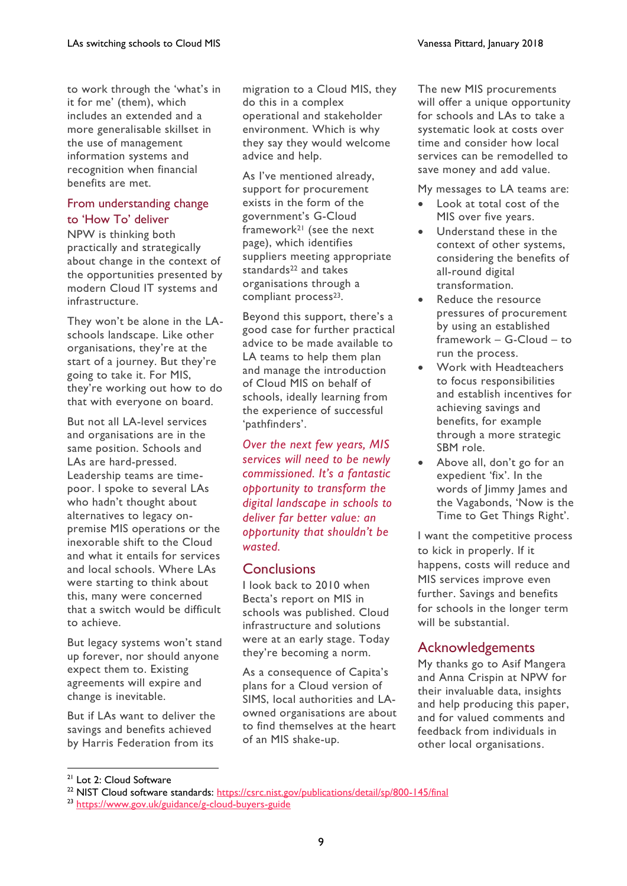to work through the 'what's in it for me' (them), which includes an extended and a more generalisable skillset in the use of management information systems and recognition when financial benefits are met.

## From understanding change to 'How To' deliver

NPW is thinking both practically and strategically about change in the context of the opportunities presented by modern Cloud IT systems and infrastructure.

They won't be alone in the LA-schools landscape. Like other organisations, they're at the start of a journey. But they're going to take it. For MIS, they're working out how to do that with everyone on board.

But not all LA-level services and organisations are in the same position. Schools and LAs are hard-pressed. Leadership teams are time-poor. I spoke to several LAs who hadn't thought about alternatives to legacy on-premise MIS operations or the inexorable shift to the Cloud and what it entails for services and local schools. Where LAs were starting to think about this, many were concerned that a switch would be difficult to achieve.

But legacy systems won't stand up forever, nor should anyone expect them to. Existing agreements will expire and change is inevitable.

But if LAs want to deliver the savings and benefits achieved by Harris Federation from its migration to a Cloud MIS, they do this in a complex operational and stakeholder environment. Which is why they say they would welcome advice and help.

As I've mentioned already, support for procurement exists in the form of the government's G-Cloud framework[21] (see the next page), which identifies suppliers meeting appropriate standards[22] and takes organisations through a compliant process[23].

Beyond this support, there's a good case for further practical advice to be made available to LA teams to help them plan and manage the introduction of Cloud MIS on behalf of schools, ideally learning from the experience of successful 'pathfinders'.

*Over the next few years, MIS services will need to be newly commissioned. It's a fantastic opportunity to transform the digital landscape in schools to deliver far better value: an opportunity that shouldn't be wasted.*

## Conclusions

I look back to 2010 when Becta's report on MIS in schools was published. Cloud infrastructure and solutions were at an early stage. Today they're becoming a norm.

As a consequence of Capita's plans for a Cloud version of SIMS, local authorities and LA-owned organisations are about to find themselves at the heart of an MIS shake-up.

The new MIS procurements will offer a unique opportunity for schools and LAs to take a systematic look at costs over time and consider how local services can be remodelled to save money and add value.

My messages to LA teams are:

- Look at total cost of the MIS over five years.
- Understand these in the context of other systems, considering the benefits of all-round digital transformation.
- Reduce the resource pressures of procurement by using an established framework – G-Cloud – to run the process.
- Work with Headteachers to focus responsibilities and establish incentives for achieving savings and benefits, for example through a more strategic SBM role.
- Above all, don't go for an expedient 'fix'. In the words of Jimmy James and the Vagabonds, 'Now is the Time to Get Things Right'.

I want the competitive process to kick in properly. If it happens, costs will reduce and MIS services improve even further. Savings and benefits for schools in the longer term will be substantial.

## Acknowledgements

My thanks go to Asif Mangera and Anna Crispin at NPW for their invaluable data, insights and help producing this paper, and for valued comments and feedback from individuals in other local organisations.

---

[21] Lot 2: Cloud Software

[22] NIST Cloud software standards: https://csrc.nist.gov/publications/detail/sp/800-145/final

[23] https://www.gov.uk/guidance/g-cloud-buyers-guide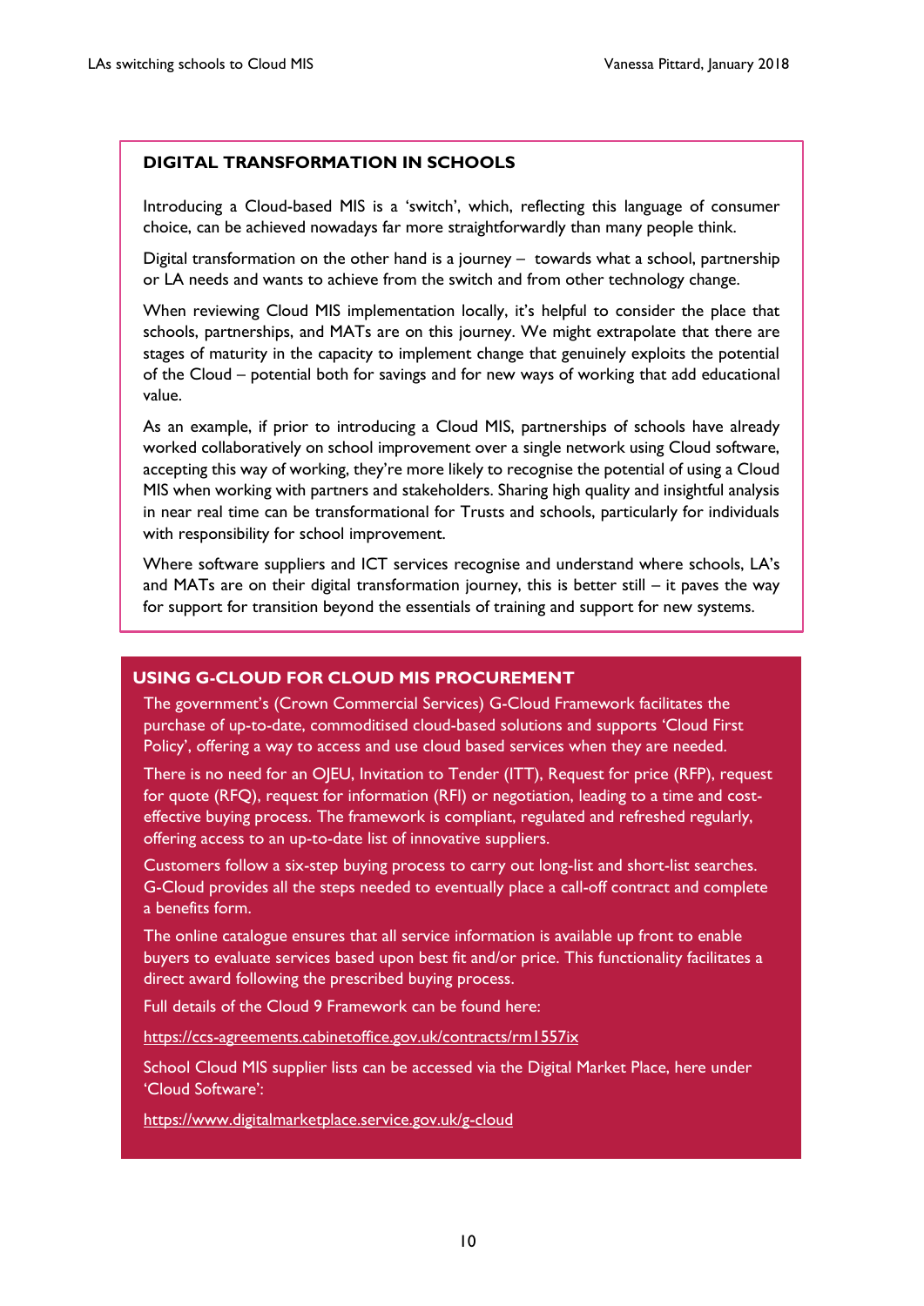## DIGITAL TRANSFORMATION IN SCHOOLS

Introducing a Cloud-based MIS is a 'switch', which, reflecting this language of consumer choice, can be achieved nowadays far more straightforwardly than many people think.

Digital transformation on the other hand is a journey – towards what a school, partnership or LA needs and wants to achieve from the switch and from other technology change.

When reviewing Cloud MIS implementation locally, it's helpful to consider the place that schools, partnerships, and MATs are on this journey. We might extrapolate that there are stages of maturity in the capacity to implement change that genuinely exploits the potential of the Cloud – potential both for savings and for new ways of working that add educational value.

As an example, if prior to introducing a Cloud MIS, partnerships of schools have already worked collaboratively on school improvement over a single network using Cloud software, accepting this way of working, they're more likely to recognise the potential of using a Cloud MIS when working with partners and stakeholders. Sharing high quality and insightful analysis in near real time can be transformational for Trusts and schools, particularly for individuals with responsibility for school improvement.

Where software suppliers and ICT services recognise and understand where schools, LA's and MATs are on their digital transformation journey, this is better still – it paves the way for support for transition beyond the essentials of training and support for new systems.

## USING G-CLOUD FOR CLOUD MIS PROCUREMENT

The government's (Crown Commercial Services) G-Cloud Framework facilitates the purchase of up-to-date, commoditised cloud-based solutions and supports 'Cloud First Policy', offering a way to access and use cloud based services when they are needed.

There is no need for an OJEU, Invitation to Tender (ITT), Request for price (RFP), request for quote (RFQ), request for information (RFI) or negotiation, leading to a time and cost-effective buying process. The framework is compliant, regulated and refreshed regularly, offering access to an up-to-date list of innovative suppliers.

Customers follow a six-step buying process to carry out long-list and short-list searches. G-Cloud provides all the steps needed to eventually place a call-off contract and complete a benefits form.

The online catalogue ensures that all service information is available up front to enable buyers to evaluate services based upon best fit and/or price. This functionality facilitates a direct award following the prescribed buying process.

Full details of the Cloud 9 Framework can be found here:

https://ccs-agreements.cabinetoffice.gov.uk/contracts/rm1557ix

School Cloud MIS supplier lists can be accessed via the Digital Market Place, here under 'Cloud Software':

https://www.digitalmarketplace.service.gov.uk/g-cloud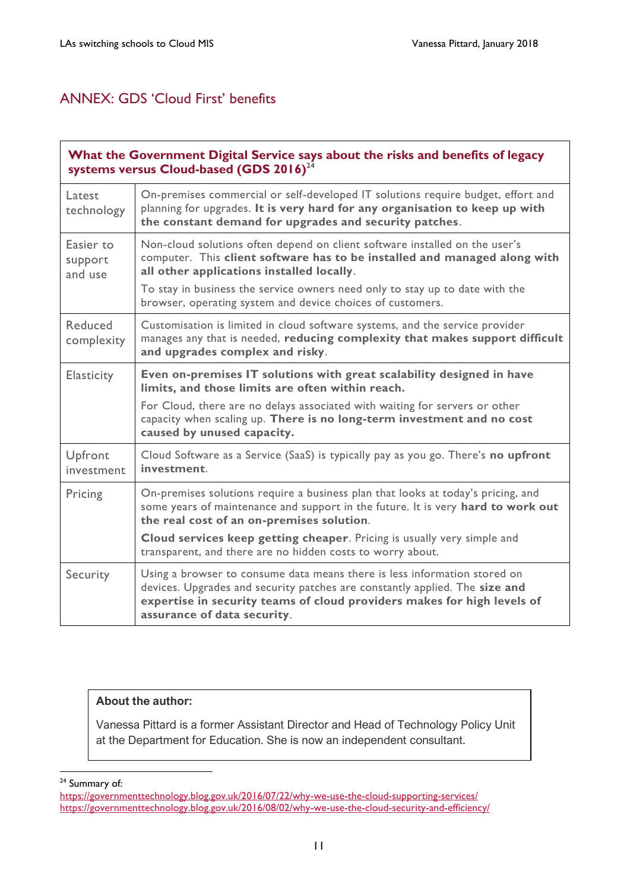## ANNEX: GDS 'Cloud First' benefits

| What the Government Digital Service says about the risks and benefits of legacy systems versus Cloud-based (GDS 2016)[24] | |
|---|---|
| Latest technology | On-premises commercial or self-developed IT solutions require budget, effort and planning for upgrades. **It is very hard for any organisation to keep up with the constant demand for upgrades and security patches**. |
| Easier to support and use | Non-cloud solutions often depend on client software installed on the user's computer. This **client software has to be installed and managed along with all other applications installed locally**.<br>To stay in business the service owners need only to stay up to date with the browser, operating system and device choices of customers. |
| Reduced complexity | Customisation is limited in cloud software systems, and the service provider manages any that is needed, **reducing complexity that makes support difficult and upgrades complex and risky**. |
| Elasticity | **Even on-premises IT solutions with great scalability designed in have limits, and those limits are often within reach.**<br>For Cloud, there are no delays associated with waiting for servers or other capacity when scaling up. **There is no long-term investment and no cost caused by unused capacity.** |
| Upfront investment | Cloud Software as a Service (SaaS) is typically pay as you go. There's **no upfront investment**. |
| Pricing | On-premises solutions require a business plan that looks at today's pricing, and some years of maintenance and support in the future. It is very **hard to work out the real cost of an on-premises solution**.<br>**Cloud services keep getting cheaper**. Pricing is usually very simple and transparent, and there are no hidden costs to worry about. |
| Security | Using a browser to consume data means there is less information stored on devices. Upgrades and security patches are constantly applied. The **size and expertise in security teams of cloud providers makes for high levels of assurance of data security**. |

**About the author:**

Vanessa Pittard is a former Assistant Director and Head of Technology Policy Unit at the Department for Education. She is now an independent consultant.

---

[24] Summary of:
https://governmenttechnology.blog.gov.uk/2016/07/22/why-we-use-the-cloud-supporting-services/
https://governmenttechnology.blog.gov.uk/2016/08/02/why-we-use-the-cloud-security-and-efficiency/